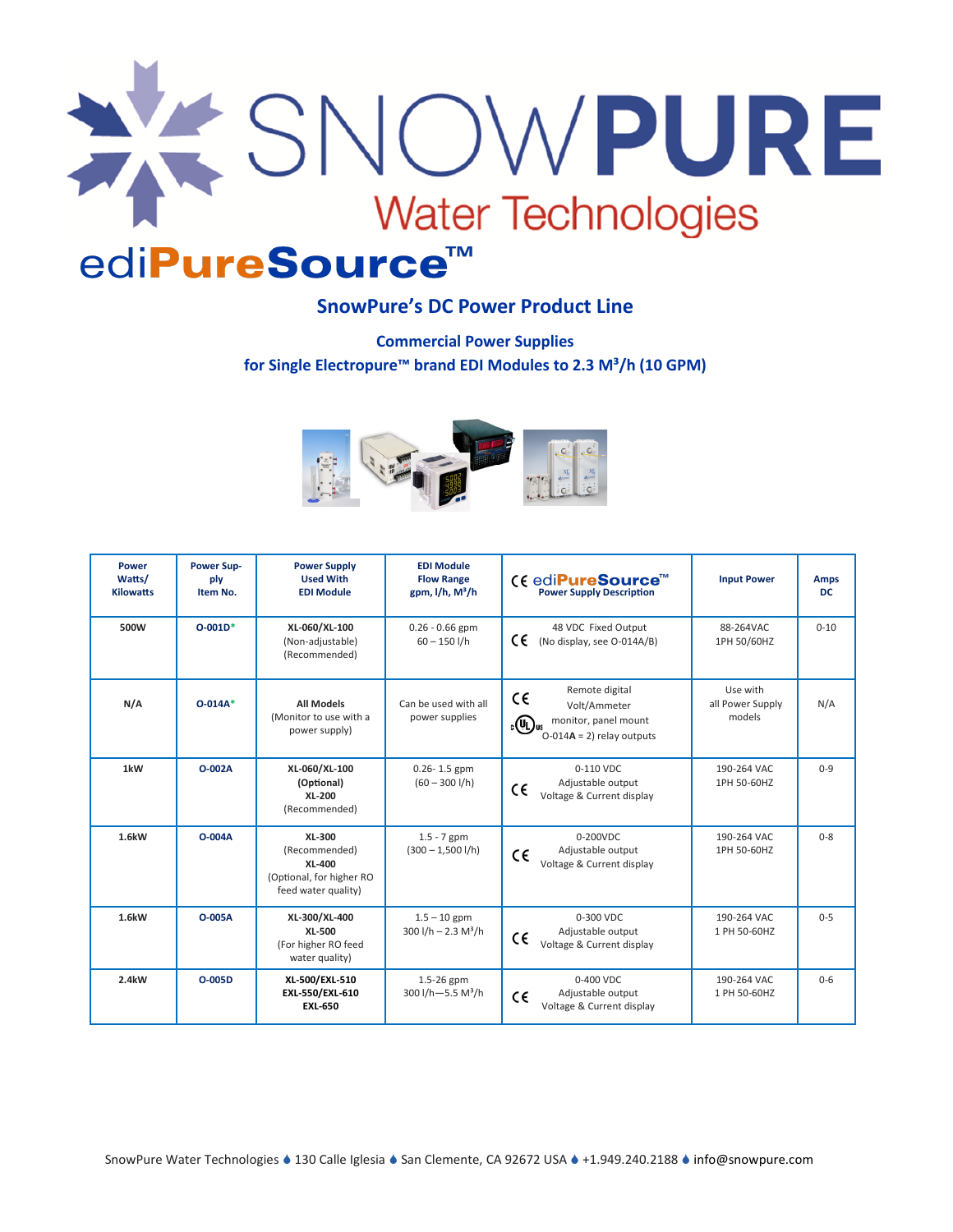# SNOWPURE

Water Technologies

## ediPureSource™

### SnowPure's DC Power Product Line

**Commercial Power Supplies**
**for Single Electropure™ brand EDI Modules to 2.3 M³/h (10 GPM)**

| Power Watts/ Kilowatts | Power Supply Item No. | Power Supply Used With EDI Module | EDI Module Flow Range gpm, l/h, M³/h | CE ediPureSource™ Power Supply Description | Input Power | Amps DC |
|---|---|---|---|---|---|---|
| 500W | O-001D* | XL-060/XL-100 (Non-adjustable) (Recommended) | 0.26 - 0.66 gpm 60 – 150 l/h | CE 48 VDC Fixed Output (No display, see O-014A/B) | 88-264VAC 1PH 50/60HZ | 0-10 |
| N/A | O-014A* | All Models (Monitor to use with a power supply) | Can be used with all power supplies | CE cULus Remote digital Volt/Ammeter monitor, panel mount O-014**A** = 2) relay outputs | Use with all Power Supply models | N/A |
| 1kW | O-002A | XL-060/XL-100 (Optional) XL-200 (Recommended) | 0.26- 1.5 gpm (60 – 300 l/h) | CE 0-110 VDC Adjustable output Voltage & Current display | 190-264 VAC 1PH 50-60HZ | 0-9 |
| 1.6kW | O-004A | XL-300 (Recommended) XL-400 (Optional, for higher RO feed water quality) | 1.5 - 7 gpm (300 – 1,500 l/h) | CE 0-200VDC Adjustable output Voltage & Current display | 190-264 VAC 1PH 50-60HZ | 0-8 |
| 1.6kW | O-005A | XL-300/XL-400 XL-500 (For higher RO feed water quality) | 1.5 – 10 gpm 300 l/h – 2.3 M³/h | CE 0-300 VDC Adjustable output Voltage & Current display | 190-264 VAC 1 PH 50-60HZ | 0-5 |
| 2.4kW | O-005D | XL-500/EXL-510 EXL-550/EXL-610 EXL-650 | 1.5-26 gpm 300 l/h—5.5 M³/h | CE 0-400 VDC Adjustable output Voltage & Current display | 190-264 VAC 1 PH 50-60HZ | 0-6 |

SnowPure Water Technologies ♦ 130 Calle Iglesia ♦ San Clemente, CA 92672 USA ♦ +1.949.240.2188 ♦ info@snowpure.com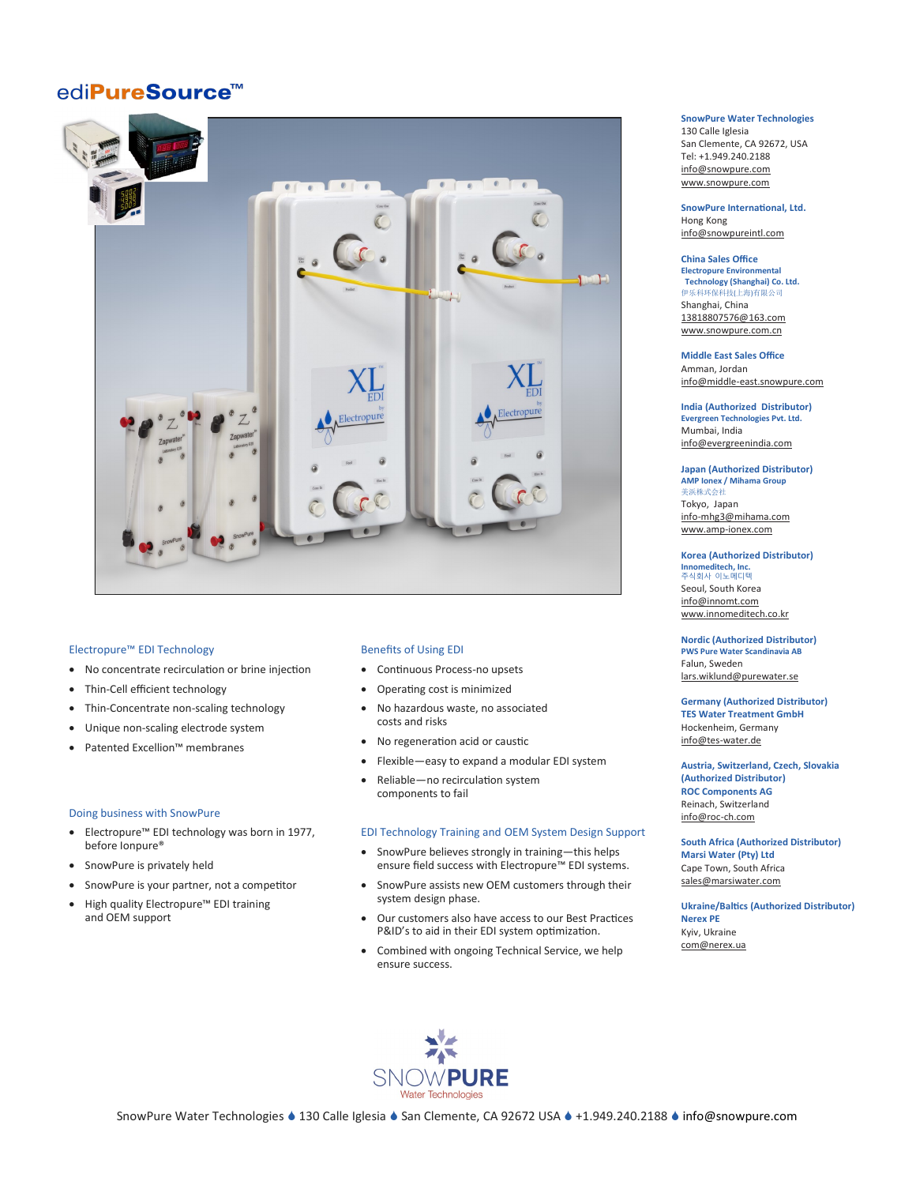# ediPureSource™

## Electropure™ EDI Technology

- No concentrate recirculation or brine injection
- Thin-Cell efficient technology
- Thin-Concentrate non-scaling technology
- Unique non-scaling electrode system
- Patented Excellion™ membranes

## Benefits of Using EDI

- Continuous Process-no upsets
- Operating cost is minimized
- No hazardous waste, no associated costs and risks
- No regeneration acid or caustic
- Flexible—easy to expand a modular EDI system
- Reliable—no recirculation system components to fail

## Doing business with SnowPure

- Electropure™ EDI technology was born in 1977, before Ionpure®
- SnowPure is privately held
- SnowPure is your partner, not a competitor
- High quality Electropure™ EDI training and OEM support

## EDI Technology Training and OEM System Design Support

- SnowPure believes strongly in training—this helps ensure field success with Electropure™ EDI systems.
- SnowPure assists new OEM customers through their system design phase.
- Our customers also have access to our Best Practices P&ID's to aid in their EDI system optimization.
- Combined with ongoing Technical Service, we help ensure success.

---

**SnowPure Water Technologies**
130 Calle Iglesia
San Clemente, CA 92672, USA
Tel: +1.949.240.2188
info@snowpure.com
www.snowpure.com

**SnowPure International, Ltd.**
Hong Kong
info@snowpureintl.com

**China Sales Office**
**Electropure Environmental Technology (Shanghai) Co. Ltd.**
伊乐科环保科技(上海)有限公司
Shanghai, China
13818807576@163.com
www.snowpure.com.cn

**Middle East Sales Office**
Amman, Jordan
info@middle-east.snowpure.com

**India (Authorized Distributor)**
**Evergreen Technologies Pvt. Ltd.**
Mumbai, India
info@evergreenindia.com

**Japan (Authorized Distributor)**
**AMP Ionex / Mihama Group**
美浜株式会社
Tokyo, Japan
info-mhg3@mihama.com
www.amp-ionex.com

**Korea (Authorized Distributor)**
**Innomeditech, Inc.**
주식회사 이노메디텍
Seoul, South Korea
info@innomt.com
www.innomeditech.co.kr

**Nordic (Authorized Distributor)**
**PWS Pure Water Scandinavia AB**
Falun, Sweden
lars.wiklund@purewater.se

**Germany (Authorized Distributor)**
**TES Water Treatment GmbH**
Hockenheim, Germany
info@tes-water.de

**Austria, Switzerland, Czech, Slovakia (Authorized Distributor)**
**ROC Components AG**
Reinach, Switzerland
info@roc-ch.com

**South Africa (Authorized Distributor)**
**Marsi Water (Pty) Ltd**
Cape Town, South Africa
sales@marsiwater.com

**Ukraine/Baltics (Authorized Distributor)**
**Nerex PE**
Kyiv, Ukraine
com@nerex.ua

SNOWPURE Water Technologies

SnowPure Water Technologies ♦ 130 Calle Iglesia ♦ San Clemente, CA 92672 USA ♦ +1.949.240.2188 ♦ info@snowpure.com